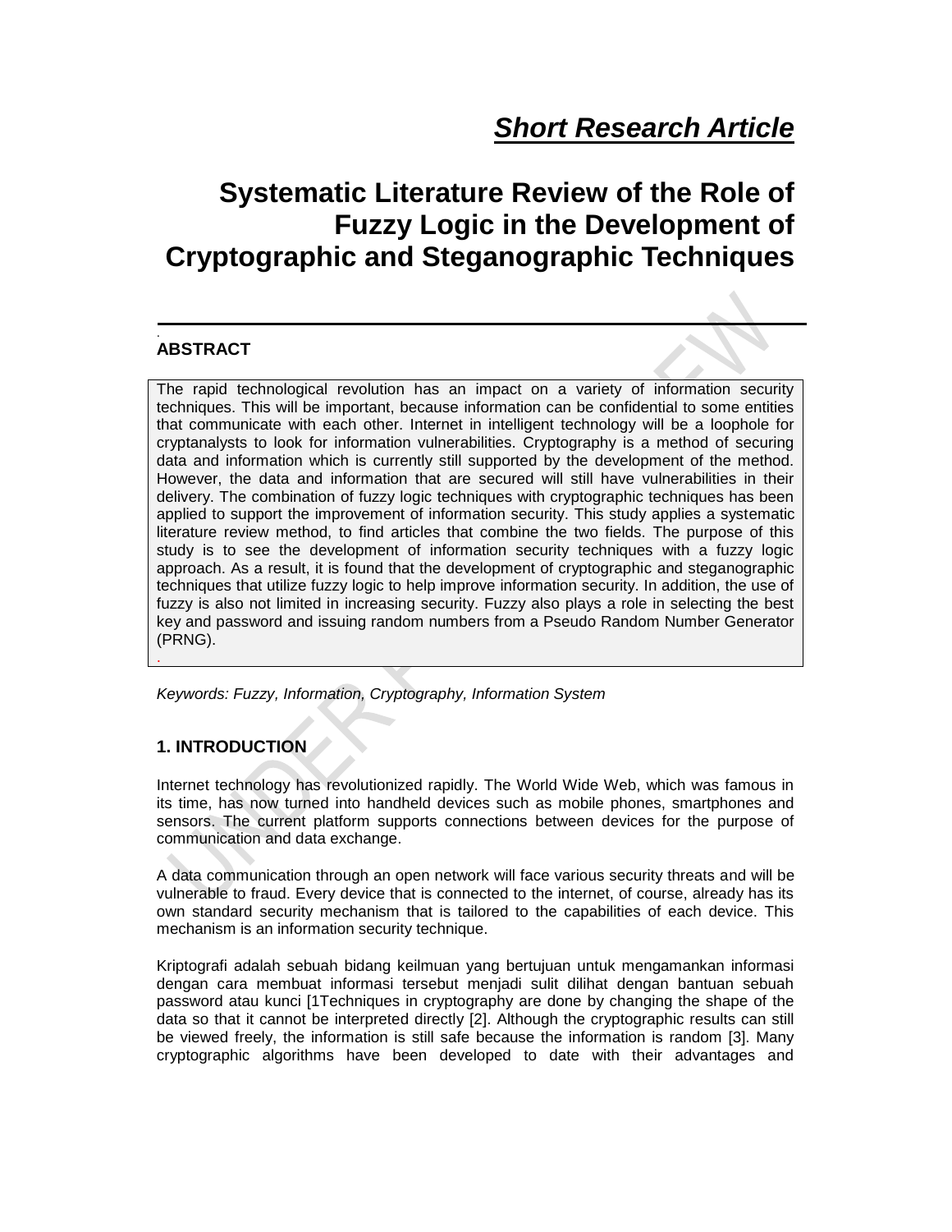## *Short Research Article*

# Systematic Literature Review of the Role of Fuzzy Logic in the Development of Cryptographic and Steganographic Techniques

## ABSTRACT

The rapid technological revolution has an impact on a variety of information security techniques. This will be important, because information can be confidential to some entities that communicate with each other. Internet in intelligent technology will be a loophole for cryptanalysts to look for information vulnerabilities. Cryptography is a method of securing data and information which is currently still supported by the development of the method. However, the data and information that are secured will still have vulnerabilities in their delivery. The combination of fuzzy logic techniques with cryptographic techniques has been applied to support the improvement of information security. This study applies a systematic literature review method, to find articles that combine the two fields. The purpose of this study is to see the development of information security techniques with a fuzzy logic approach. As a result, it is found that the development of cryptographic and steganographic techniques that utilize fuzzy logic to help improve information security. In addition, the use of fuzzy is also not limited in increasing security. Fuzzy also plays a role in selecting the best key and password and issuing random numbers from a Pseudo Random Number Generator (PRNG).

*Keywords: Fuzzy, Information, Cryptography, Information System*

## 1. INTRODUCTION

Internet technology has revolutionized rapidly. The World Wide Web, which was famous in its time, has now turned into handheld devices such as mobile phones, smartphones and sensors. The current platform supports connections between devices for the purpose of communication and data exchange.

A data communication through an open network will face various security threats and will be vulnerable to fraud. Every device that is connected to the internet, of course, already has its own standard security mechanism that is tailored to the capabilities of each device. This mechanism is an information security technique.

Kriptografi adalah sebuah bidang keilmuan yang bertujuan untuk mengamankan informasi dengan cara membuat informasi tersebut menjadi sulit dilihat dengan bantuan sebuah password atau kunci [1Techniques in cryptography are done by changing the shape of the data so that it cannot be interpreted directly [2]. Although the cryptographic results can still be viewed freely, the information is still safe because the information is random [3]. Many cryptographic algorithms have been developed to date with their advantages and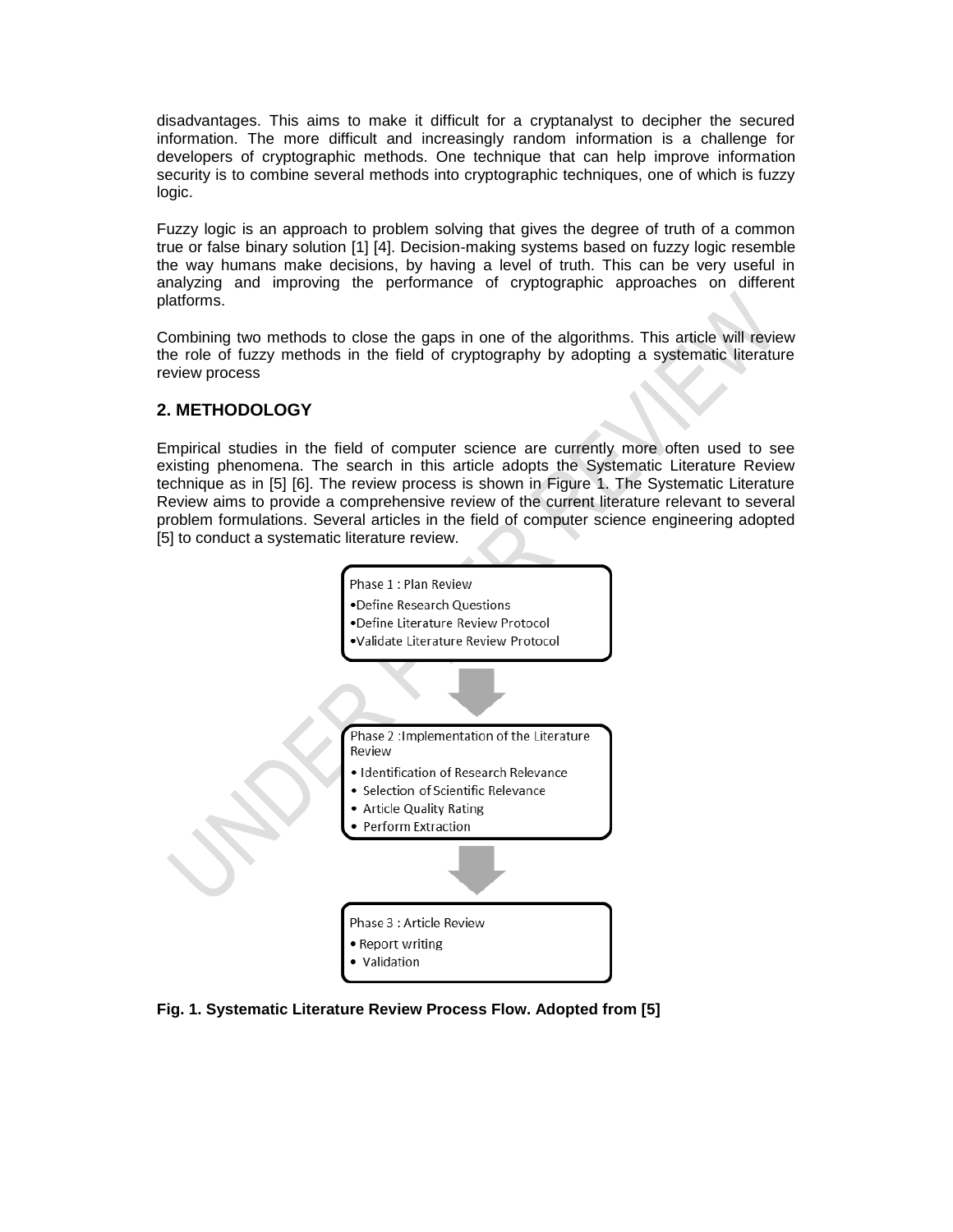disadvantages. This aims to make it difficult for a cryptanalyst to decipher the secured information. The more difficult and increasingly random information is a challenge for developers of cryptographic methods. One technique that can help improve information security is to combine several methods into cryptographic techniques, one of which is fuzzy logic.

Fuzzy logic is an approach to problem solving that gives the degree of truth of a common true or false binary solution [1] [4]. Decision-making systems based on fuzzy logic resemble the way humans make decisions, by having a level of truth. This can be very useful in analyzing and improving the performance of cryptographic approaches on different platforms.

Combining two methods to close the gaps in one of the algorithms. This article will review the role of fuzzy methods in the field of cryptography by adopting a systematic literature review process

## 2. METHODOLOGY

Empirical studies in the field of computer science are currently more often used to see existing phenomena. The search in this article adopts the Systematic Literature Review technique as in [5] [6]. The review process is shown in Figure 1. The Systematic Literature Review aims to provide a comprehensive review of the current literature relevant to several problem formulations. Several articles in the field of computer science engineering adopted [5] to conduct a systematic literature review.

Phase 1 : Plan Review
- Define Research Questions
- Define Literature Review Protocol
- Validate Literature Review Protocol

Phase 2 :Implementation of the Literature Review
- Identification of Research Relevance
- Selection of Scientific Relevance
- Article Quality Rating
- Perform Extraction

Phase 3 : Article Review
- Report writing
- Validation

**Fig. 1. Systematic Literature Review Process Flow. Adopted from [5]**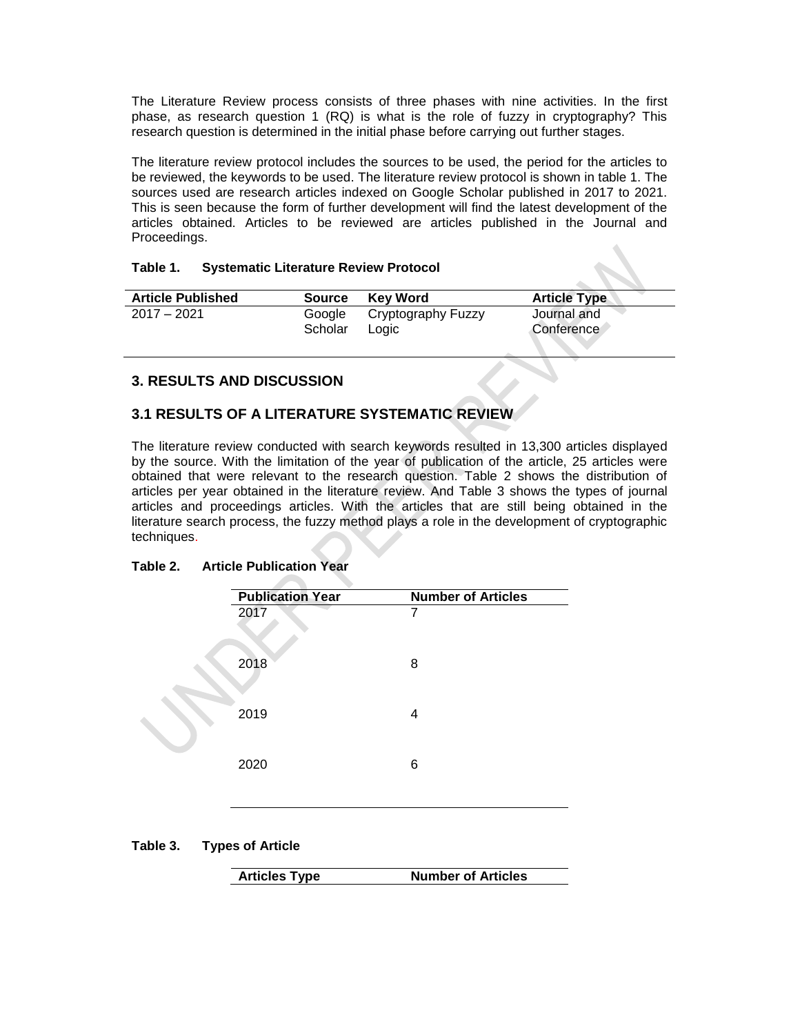The Literature Review process consists of three phases with nine activities. In the first phase, as research question 1 (RQ) is what is the role of fuzzy in cryptography? This research question is determined in the initial phase before carrying out further stages.

The literature review protocol includes the sources to be used, the period for the articles to be reviewed, the keywords to be used. The literature review protocol is shown in table 1. The sources used are research articles indexed on Google Scholar published in 2017 to 2021. This is seen because the form of further development will find the latest development of the articles obtained. Articles to be reviewed are articles published in the Journal and Proceedings.

**Table 1. Systematic Literature Review Protocol**

| Article Published | Source | Key Word | Article Type |
| --- | --- | --- | --- |
| 2017 – 2021 | Google Scholar | Cryptography Fuzzy Logic | Journal and Conference |

## 3. RESULTS AND DISCUSSION

### 3.1 RESULTS OF A LITERATURE SYSTEMATIC REVIEW

The literature review conducted with search keywords resulted in 13,300 articles displayed by the source. With the limitation of the year of publication of the article, 25 articles were obtained that were relevant to the research question. Table 2 shows the distribution of articles per year obtained in the literature review. And Table 3 shows the types of journal articles and proceedings articles. With the articles that are still being obtained in the literature search process, the fuzzy method plays a role in the development of cryptographic techniques.

**Table 2. Article Publication Year**

| Publication Year | Number of Articles |
| --- | --- |
| 2017 | 7 |
| 2018 | 8 |
| 2019 | 4 |
| 2020 | 6 |

**Table 3. Types of Article**

| Articles Type | Number of Articles |
| --- | --- |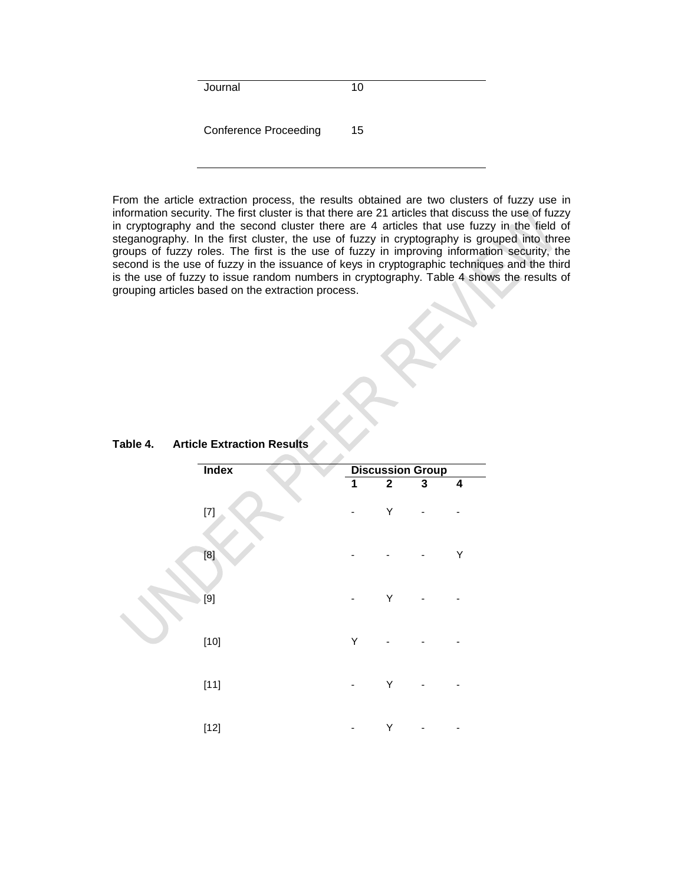| Journal | 10 |
| --- | --- |
| Conference Proceeding | 15 |

From the article extraction process, the results obtained are two clusters of fuzzy use in information security. The first cluster is that there are 21 articles that discuss the use of fuzzy in cryptography and the second cluster there are 4 articles that use fuzzy in the field of steganography. In the first cluster, the use of fuzzy in cryptography is grouped into three groups of fuzzy roles. The first is the use of fuzzy in improving information security, the second is the use of fuzzy in the issuance of keys in cryptographic techniques and the third is the use of fuzzy to issue random numbers in cryptography. Table 4 shows the results of grouping articles based on the extraction process.

**Table 4. Article Extraction Results**

| Index | Discussion Group | | | |
| --- | --- | --- | --- | --- |
| | **1** | **2** | **3** | **4** |
| [7] | - | Y | - | - |
| [8] | - | - | - | Y |
| [9] | - | Y | - | - |
| [10] | Y | - | - | - |
| [11] | - | Y | - | - |
| [12] | - | Y | - | - |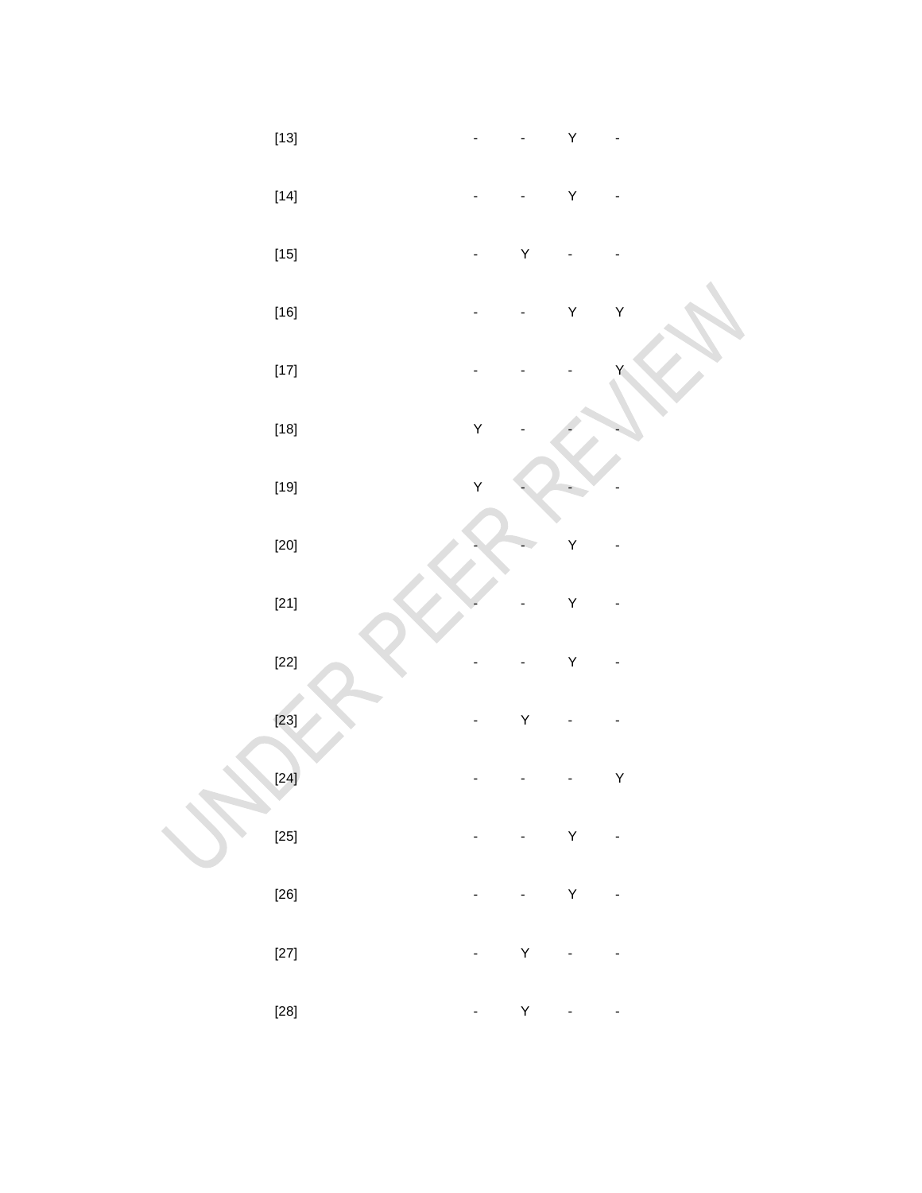| | | | | |
|---|---|---|---|---|
| [13] | - | - | Y | - |
| [14] | - | - | Y | - |
| [15] | - | Y | - | - |
| [16] | - | - | Y | Y |
| [17] | - | - | - | Y |
| [18] | Y | - | - | - |
| [19] | Y | - | - | - |
| [20] | - | - | Y | - |
| [21] | - | - | Y | - |
| [22] | - | - | Y | - |
| [23] | - | Y | - | - |
| [24] | - | - | - | Y |
| [25] | - | - | Y | - |
| [26] | - | - | Y | - |
| [27] | - | Y | - | - |
| [28] | - | Y | - | - |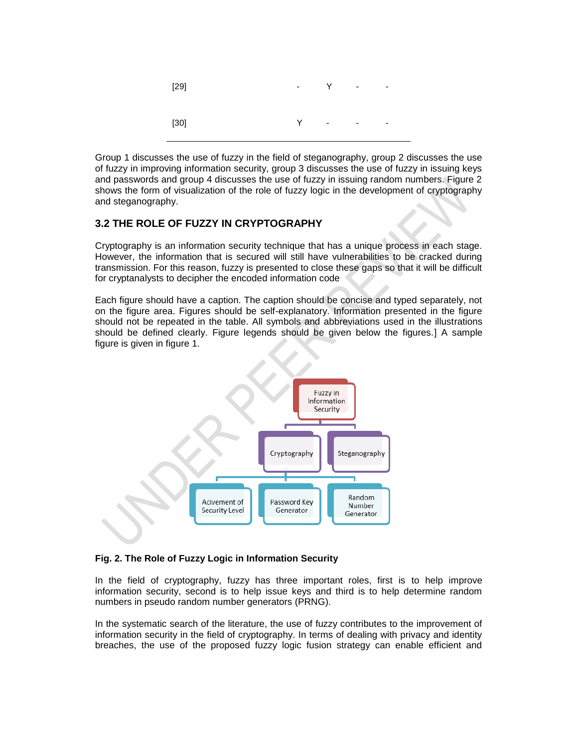| | | | | |
|---|---|---|---|---|
| [29] | - | Y | - | - |
| [30] | Y | - | - | - |

Group 1 discusses the use of fuzzy in the field of steganography, group 2 discusses the use of fuzzy in improving information security, group 3 discusses the use of fuzzy in issuing keys and passwords and group 4 discusses the use of fuzzy in issuing random numbers. Figure 2 shows the form of visualization of the role of fuzzy logic in the development of cryptography and steganography.

### 3.2 THE ROLE OF FUZZY IN CRYPTOGRAPHY

Cryptography is an information security technique that has a unique process in each stage. However, the information that is secured will still have vulnerabilities to be cracked during transmission. For this reason, fuzzy is presented to close these gaps so that it will be difficult for cryptanalysts to decipher the encoded information code

Each figure should have a caption. The caption should be concise and typed separately, not on the figure area. Figures should be self-explanatory. Information presented in the figure should not be repeated in the table. All symbols and abbreviations used in the illustrations should be defined clearly. Figure legends should be given below the figures.] A sample figure is given in figure 1.

**Fig. 2. The Role of Fuzzy Logic in Information Security**

In the field of cryptography, fuzzy has three important roles, first is to help improve information security, second is to help issue keys and third is to help determine random numbers in pseudo random number generators (PRNG).

In the systematic search of the literature, the use of fuzzy contributes to the improvement of information security in the field of cryptography. In terms of dealing with privacy and identity breaches, the use of the proposed fuzzy logic fusion strategy can enable efficient and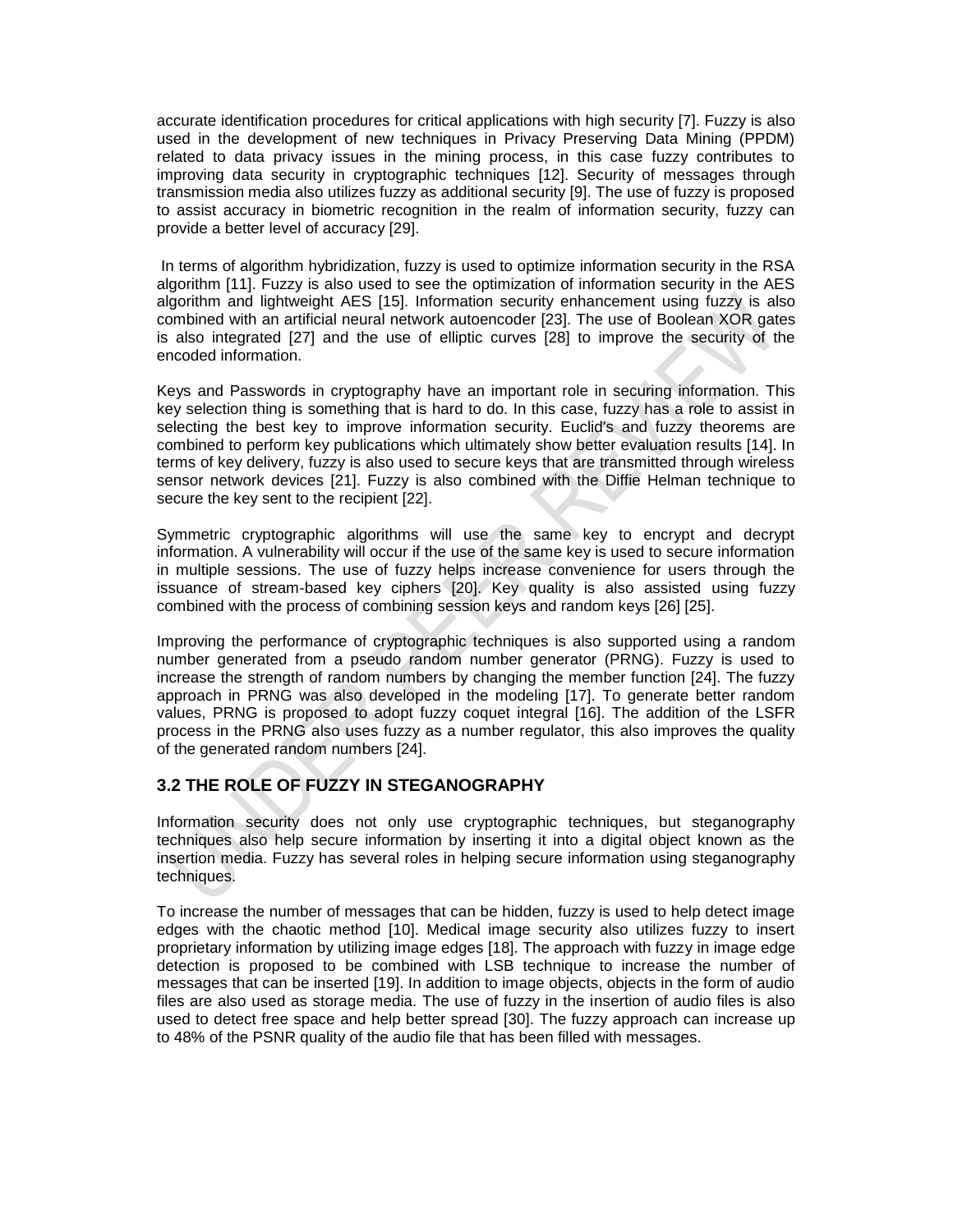accurate identification procedures for critical applications with high security [7]. Fuzzy is also used in the development of new techniques in Privacy Preserving Data Mining (PPDM) related to data privacy issues in the mining process, in this case fuzzy contributes to improving data security in cryptographic techniques [12]. Security of messages through transmission media also utilizes fuzzy as additional security [9]. The use of fuzzy is proposed to assist accuracy in biometric recognition in the realm of information security, fuzzy can provide a better level of accuracy [29].

In terms of algorithm hybridization, fuzzy is used to optimize information security in the RSA algorithm [11]. Fuzzy is also used to see the optimization of information security in the AES algorithm and lightweight AES [15]. Information security enhancement using fuzzy is also combined with an artificial neural network autoencoder [23]. The use of Boolean XOR gates is also integrated [27] and the use of elliptic curves [28] to improve the security of the encoded information.

Keys and Passwords in cryptography have an important role in securing information. This key selection thing is something that is hard to do. In this case, fuzzy has a role to assist in selecting the best key to improve information security. Euclid's and fuzzy theorems are combined to perform key publications which ultimately show better evaluation results [14]. In terms of key delivery, fuzzy is also used to secure keys that are transmitted through wireless sensor network devices [21]. Fuzzy is also combined with the Diffie Helman technique to secure the key sent to the recipient [22].

Symmetric cryptographic algorithms will use the same key to encrypt and decrypt information. A vulnerability will occur if the use of the same key is used to secure information in multiple sessions. The use of fuzzy helps increase convenience for users through the issuance of stream-based key ciphers [20]. Key quality is also assisted using fuzzy combined with the process of combining session keys and random keys [26] [25].

Improving the performance of cryptographic techniques is also supported using a random number generated from a pseudo random number generator (PRNG). Fuzzy is used to increase the strength of random numbers by changing the member function [24]. The fuzzy approach in PRNG was also developed in the modeling [17]. To generate better random values, PRNG is proposed to adopt fuzzy coquet integral [16]. The addition of the LSFR process in the PRNG also uses fuzzy as a number regulator, this also improves the quality of the generated random numbers [24].

### 3.2 THE ROLE OF FUZZY IN STEGANOGRAPHY

Information security does not only use cryptographic techniques, but steganography techniques also help secure information by inserting it into a digital object known as the insertion media. Fuzzy has several roles in helping secure information using steganography techniques.

To increase the number of messages that can be hidden, fuzzy is used to help detect image edges with the chaotic method [10]. Medical image security also utilizes fuzzy to insert proprietary information by utilizing image edges [18]. The approach with fuzzy in image edge detection is proposed to be combined with LSB technique to increase the number of messages that can be inserted [19]. In addition to image objects, objects in the form of audio files are also used as storage media. The use of fuzzy in the insertion of audio files is also used to detect free space and help better spread [30]. The fuzzy approach can increase up to 48% of the PSNR quality of the audio file that has been filled with messages.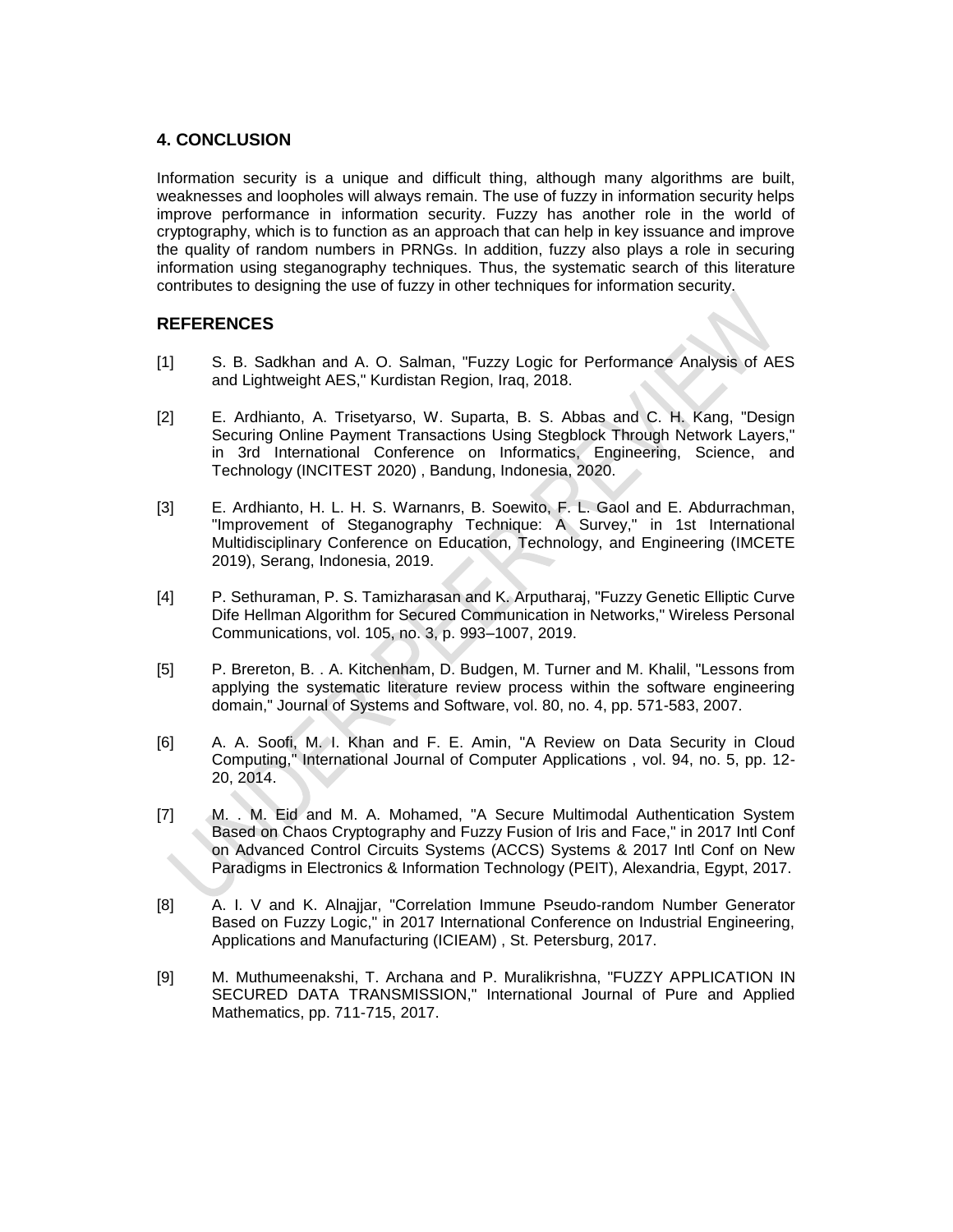## 4. CONCLUSION

Information security is a unique and difficult thing, although many algorithms are built, weaknesses and loopholes will always remain. The use of fuzzy in information security helps improve performance in information security. Fuzzy has another role in the world of cryptography, which is to function as an approach that can help in key issuance and improve the quality of random numbers in PRNGs. In addition, fuzzy also plays a role in securing information using steganography techniques. Thus, the systematic search of this literature contributes to designing the use of fuzzy in other techniques for information security.

## REFERENCES

[1] S. B. Sadkhan and A. O. Salman, "Fuzzy Logic for Performance Analysis of AES and Lightweight AES," Kurdistan Region, Iraq, 2018.

[2] E. Ardhianto, A. Trisetyarso, W. Suparta, B. S. Abbas and C. H. Kang, "Design Securing Online Payment Transactions Using Stegblock Through Network Layers," in 3rd International Conference on Informatics, Engineering, Science, and Technology (INCITEST 2020) , Bandung, Indonesia, 2020.

[3] E. Ardhianto, H. L. H. S. Warnanrs, B. Soewito, F. L. Gaol and E. Abdurrachman, "Improvement of Steganography Technique: A Survey," in 1st International Multidisciplinary Conference on Education, Technology, and Engineering (IMCETE 2019), Serang, Indonesia, 2019.

[4] P. Sethuraman, P. S. Tamizharasan and K. Arputharaj, "Fuzzy Genetic Elliptic Curve Dife Hellman Algorithm for Secured Communication in Networks," Wireless Personal Communications, vol. 105, no. 3, p. 993–1007, 2019.

[5] P. Brereton, B. . A. Kitchenham, D. Budgen, M. Turner and M. Khalil, "Lessons from applying the systematic literature review process within the software engineering domain," Journal of Systems and Software, vol. 80, no. 4, pp. 571-583, 2007.

[6] A. A. Soofi, M. I. Khan and F. E. Amin, "A Review on Data Security in Cloud Computing," International Journal of Computer Applications , vol. 94, no. 5, pp. 12-20, 2014.

[7] M. . M. Eid and M. A. Mohamed, "A Secure Multimodal Authentication System Based on Chaos Cryptography and Fuzzy Fusion of Iris and Face," in 2017 Intl Conf on Advanced Control Circuits Systems (ACCS) Systems & 2017 Intl Conf on New Paradigms in Electronics & Information Technology (PEIT), Alexandria, Egypt, 2017.

[8] A. I. V and K. Alnajjar, "Correlation Immune Pseudo-random Number Generator Based on Fuzzy Logic," in 2017 International Conference on Industrial Engineering, Applications and Manufacturing (ICIEAM) , St. Petersburg, 2017.

[9] M. Muthumeenakshi, T. Archana and P. Muralikrishna, "FUZZY APPLICATION IN SECURED DATA TRANSMISSION," International Journal of Pure and Applied Mathematics, pp. 711-715, 2017.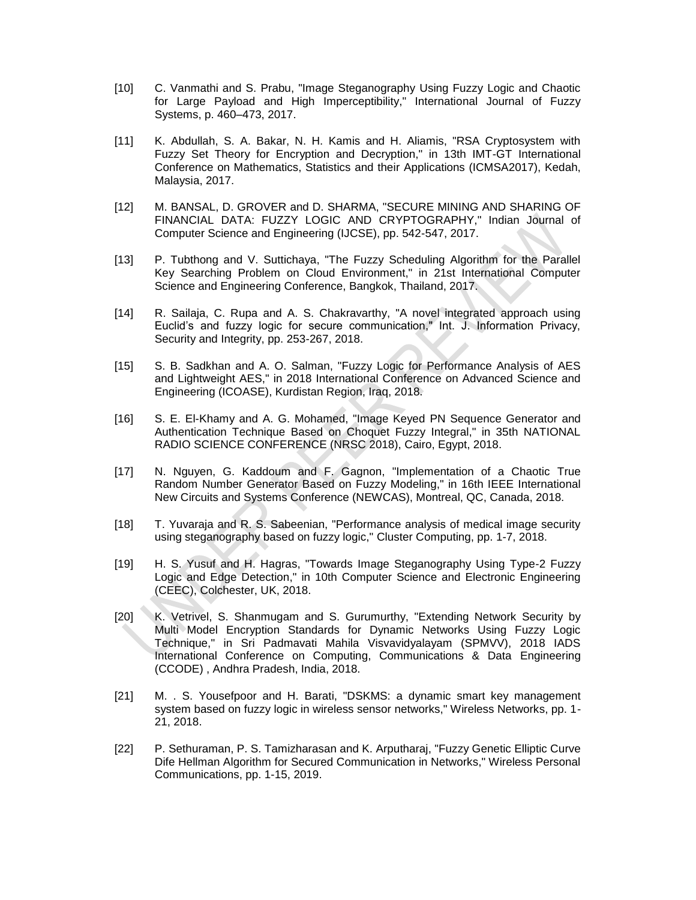[10] C. Vanmathi and S. Prabu, "Image Steganography Using Fuzzy Logic and Chaotic for Large Payload and High Imperceptibility," International Journal of Fuzzy Systems, p. 460–473, 2017.

[11] K. Abdullah, S. A. Bakar, N. H. Kamis and H. Aliamis, "RSA Cryptosystem with Fuzzy Set Theory for Encryption and Decryption," in 13th IMT-GT International Conference on Mathematics, Statistics and their Applications (ICMSA2017), Kedah, Malaysia, 2017.

[12] M. BANSAL, D. GROVER and D. SHARMA, "SECURE MINING AND SHARING OF FINANCIAL DATA: FUZZY LOGIC AND CRYPTOGRAPHY," Indian Journal of Computer Science and Engineering (IJCSE), pp. 542-547, 2017.

[13] P. Tubthong and V. Suttichaya, "The Fuzzy Scheduling Algorithm for the Parallel Key Searching Problem on Cloud Environment," in 21st International Computer Science and Engineering Conference, Bangkok, Thailand, 2017.

[14] R. Sailaja, C. Rupa and A. S. Chakravarthy, "A novel integrated approach using Euclid's and fuzzy logic for secure communication," Int. J. Information Privacy, Security and Integrity, pp. 253-267, 2018.

[15] S. B. Sadkhan and A. O. Salman, "Fuzzy Logic for Performance Analysis of AES and Lightweight AES," in 2018 International Conference on Advanced Science and Engineering (ICOASE), Kurdistan Region, Iraq, 2018.

[16] S. E. El-Khamy and A. G. Mohamed, "Image Keyed PN Sequence Generator and Authentication Technique Based on Choquet Fuzzy Integral," in 35th NATIONAL RADIO SCIENCE CONFERENCE (NRSC 2018), Cairo, Egypt, 2018.

[17] N. Nguyen, G. Kaddoum and F. Gagnon, "Implementation of a Chaotic True Random Number Generator Based on Fuzzy Modeling," in 16th IEEE International New Circuits and Systems Conference (NEWCAS), Montreal, QC, Canada, 2018.

[18] T. Yuvaraja and R. S. Sabeenian, "Performance analysis of medical image security using steganography based on fuzzy logic," Cluster Computing, pp. 1-7, 2018.

[19] H. S. Yusuf and H. Hagras, "Towards Image Steganography Using Type-2 Fuzzy Logic and Edge Detection," in 10th Computer Science and Electronic Engineering (CEEC), Colchester, UK, 2018.

[20] K. Vetrivel, S. Shanmugam and S. Gurumurthy, "Extending Network Security by Multi Model Encryption Standards for Dynamic Networks Using Fuzzy Logic Technique," in Sri Padmavati Mahila Visvavidyalayam (SPMVV), 2018 IADS International Conference on Computing, Communications & Data Engineering (CCODE) , Andhra Pradesh, India, 2018.

[21] M. . S. Yousefpoor and H. Barati, "DSKMS: a dynamic smart key management system based on fuzzy logic in wireless sensor networks," Wireless Networks, pp. 1-21, 2018.

[22] P. Sethuraman, P. S. Tamizharasan and K. Arputharaj, "Fuzzy Genetic Elliptic Curve Dife Hellman Algorithm for Secured Communication in Networks," Wireless Personal Communications, pp. 1-15, 2019.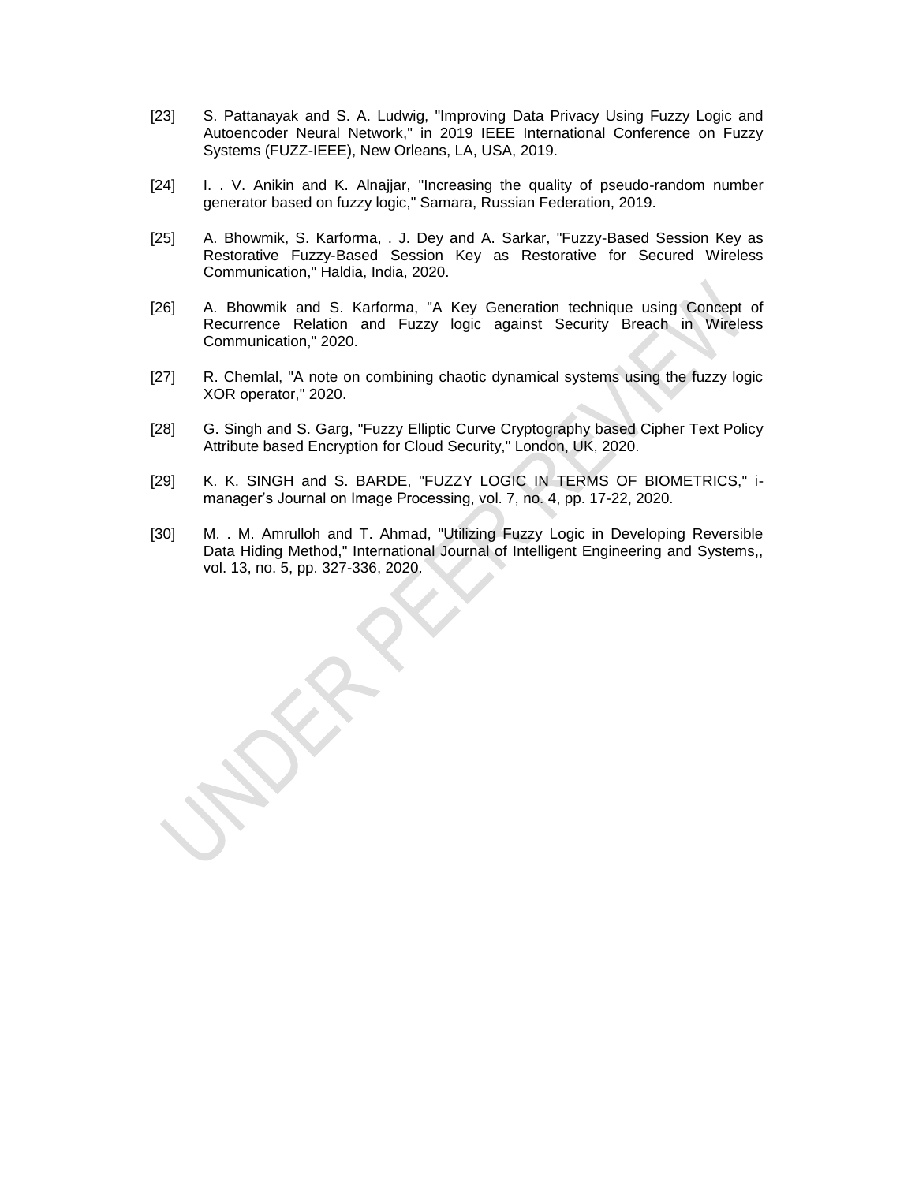[23] S. Pattanayak and S. A. Ludwig, "Improving Data Privacy Using Fuzzy Logic and Autoencoder Neural Network," in 2019 IEEE International Conference on Fuzzy Systems (FUZZ-IEEE), New Orleans, LA, USA, 2019.

[24] I. . V. Anikin and K. Alnajjar, "Increasing the quality of pseudo-random number generator based on fuzzy logic," Samara, Russian Federation, 2019.

[25] A. Bhowmik, S. Karforma, . J. Dey and A. Sarkar, "Fuzzy-Based Session Key as Restorative Fuzzy-Based Session Key as Restorative for Secured Wireless Communication," Haldia, India, 2020.

[26] A. Bhowmik and S. Karforma, "A Key Generation technique using Concept of Recurrence Relation and Fuzzy logic against Security Breach in Wireless Communication," 2020.

[27] R. Chemlal, "A note on combining chaotic dynamical systems using the fuzzy logic XOR operator," 2020.

[28] G. Singh and S. Garg, "Fuzzy Elliptic Curve Cryptography based Cipher Text Policy Attribute based Encryption for Cloud Security," London, UK, 2020.

[29] K. K. SINGH and S. BARDE, "FUZZY LOGIC IN TERMS OF BIOMETRICS," i-manager's Journal on Image Processing, vol. 7, no. 4, pp. 17-22, 2020.

[30] M. . M. Amrulloh and T. Ahmad, "Utilizing Fuzzy Logic in Developing Reversible Data Hiding Method," International Journal of Intelligent Engineering and Systems,, vol. 13, no. 5, pp. 327-336, 2020.